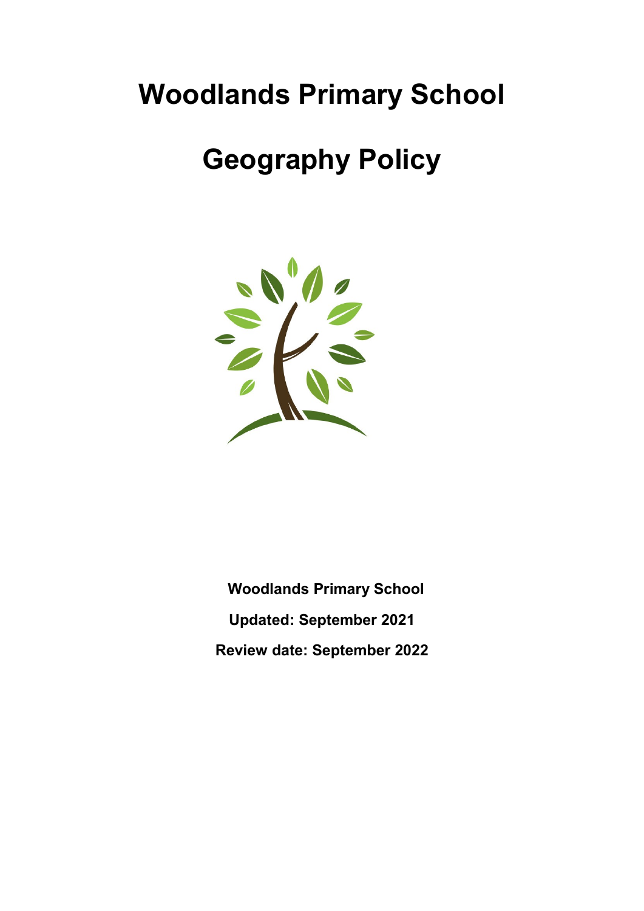# Woodlands Primary School

# Geography Policy

**Woodlands Primary School**

**Updated: September 2021**

**Review date: September 2022**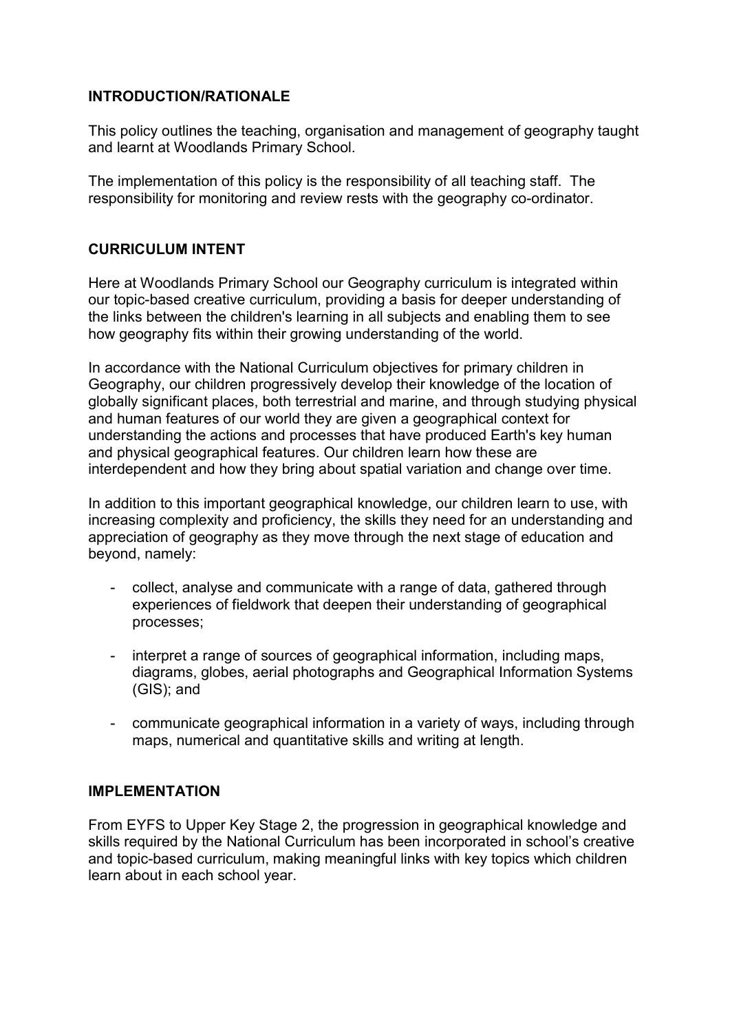## INTRODUCTION/RATIONALE

This policy outlines the teaching, organisation and management of geography taught and learnt at Woodlands Primary School.

The implementation of this policy is the responsibility of all teaching staff. The responsibility for monitoring and review rests with the geography co-ordinator.

## CURRICULUM INTENT

Here at Woodlands Primary School our Geography curriculum is integrated within our topic-based creative curriculum, providing a basis for deeper understanding of the links between the children's learning in all subjects and enabling them to see how geography fits within their growing understanding of the world.

In accordance with the National Curriculum objectives for primary children in Geography, our children progressively develop their knowledge of the location of globally significant places, both terrestrial and marine, and through studying physical and human features of our world they are given a geographical context for understanding the actions and processes that have produced Earth's key human and physical geographical features. Our children learn how these are interdependent and how they bring about spatial variation and change over time.

In addition to this important geographical knowledge, our children learn to use, with increasing complexity and proficiency, the skills they need for an understanding and appreciation of geography as they move through the next stage of education and beyond, namely:

- collect, analyse and communicate with a range of data, gathered through experiences of fieldwork that deepen their understanding of geographical processes;

- interpret a range of sources of geographical information, including maps, diagrams, globes, aerial photographs and Geographical Information Systems (GIS); and

- communicate geographical information in a variety of ways, including through maps, numerical and quantitative skills and writing at length.

## IMPLEMENTATION

From EYFS to Upper Key Stage 2, the progression in geographical knowledge and skills required by the National Curriculum has been incorporated in school's creative and topic-based curriculum, making meaningful links with key topics which children learn about in each school year.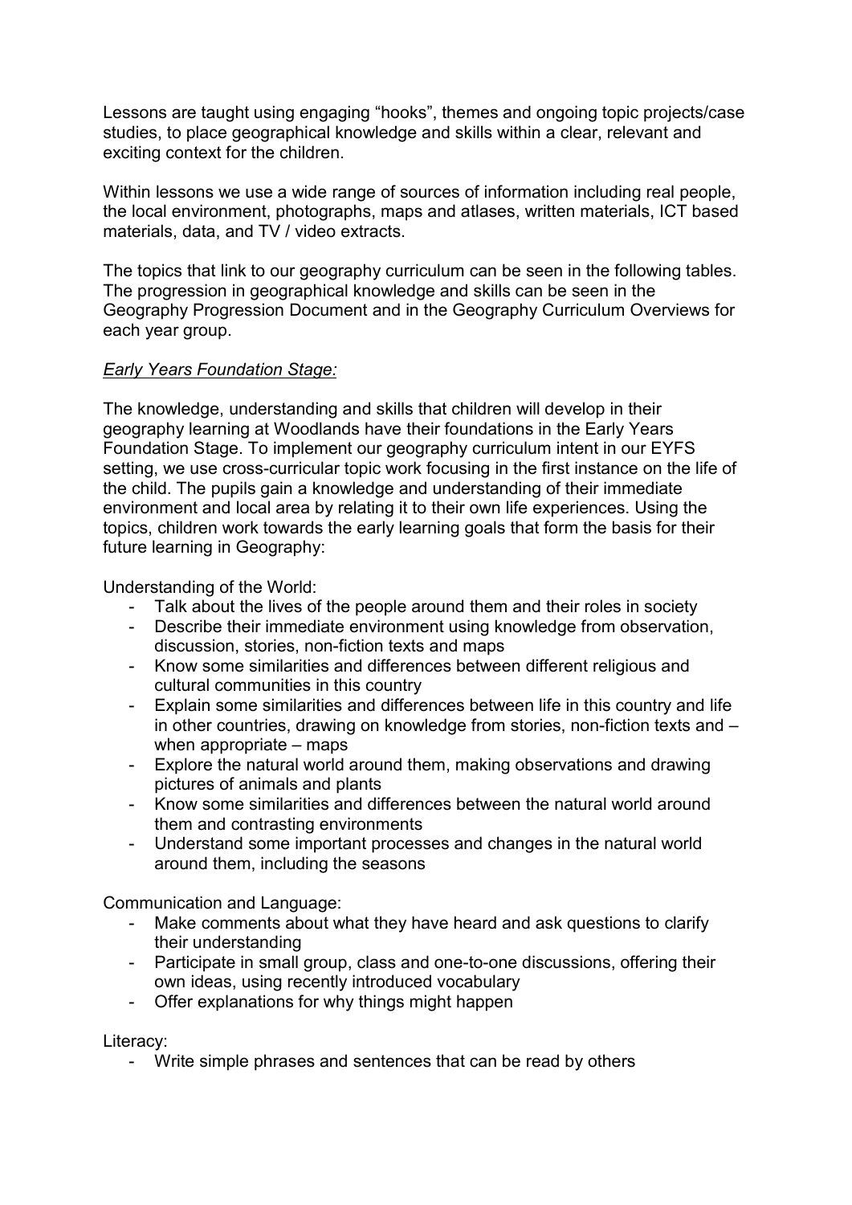Lessons are taught using engaging "hooks", themes and ongoing topic projects/case studies, to place geographical knowledge and skills within a clear, relevant and exciting context for the children.

Within lessons we use a wide range of sources of information including real people, the local environment, photographs, maps and atlases, written materials, ICT based materials, data, and TV / video extracts.

The topics that link to our geography curriculum can be seen in the following tables. The progression in geographical knowledge and skills can be seen in the Geography Progression Document and in the Geography Curriculum Overviews for each year group.

*Early Years Foundation Stage:*

The knowledge, understanding and skills that children will develop in their geography learning at Woodlands have their foundations in the Early Years Foundation Stage. To implement our geography curriculum intent in our EYFS setting, we use cross-curricular topic work focusing in the first instance on the life of the child. The pupils gain a knowledge and understanding of their immediate environment and local area by relating it to their own life experiences. Using the topics, children work towards the early learning goals that form the basis for their future learning in Geography:

Understanding of the World:

- Talk about the lives of the people around them and their roles in society
- Describe their immediate environment using knowledge from observation, discussion, stories, non-fiction texts and maps
- Know some similarities and differences between different religious and cultural communities in this country
- Explain some similarities and differences between life in this country and life in other countries, drawing on knowledge from stories, non-fiction texts and – when appropriate – maps
- Explore the natural world around them, making observations and drawing pictures of animals and plants
- Know some similarities and differences between the natural world around them and contrasting environments
- Understand some important processes and changes in the natural world around them, including the seasons

Communication and Language:

- Make comments about what they have heard and ask questions to clarify their understanding
- Participate in small group, class and one-to-one discussions, offering their own ideas, using recently introduced vocabulary
- Offer explanations for why things might happen

Literacy:

- Write simple phrases and sentences that can be read by others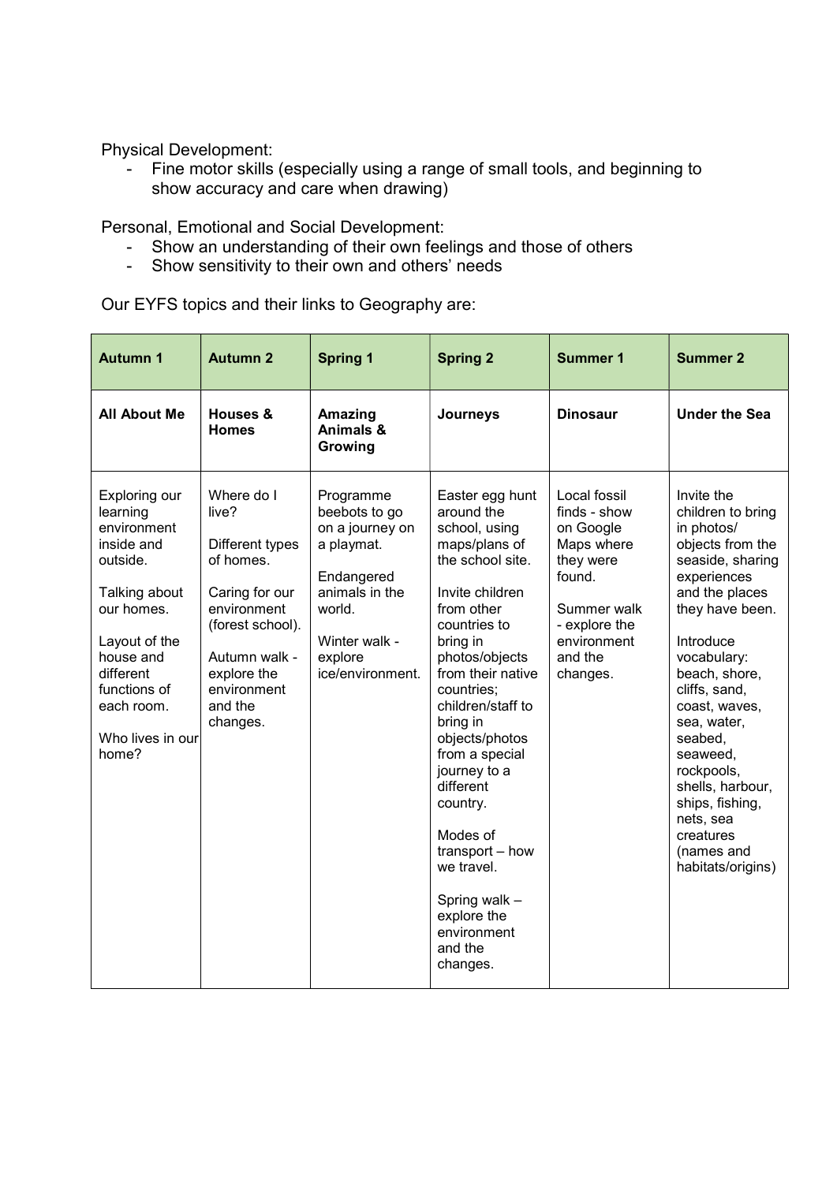Physical Development:

- Fine motor skills (especially using a range of small tools, and beginning to show accuracy and care when drawing)

Personal, Emotional and Social Development:

- Show an understanding of their own feelings and those of others
- Show sensitivity to their own and others' needs

Our EYFS topics and their links to Geography are:

| **Autumn 1** | **Autumn 2** | **Spring 1** | **Spring 2** | **Summer 1** | **Summer 2** |
|---|---|---|---|---|---|
| **All About Me** | **Houses & Homes** | **Amazing Animals & Growing** | **Journeys** | **Dinosaur** | **Under the Sea** |
| Exploring our learning environment inside and outside.<br><br>Talking about our homes.<br><br>Layout of the house and different functions of each room.<br><br>Who lives in our home? | Where do I live?<br><br>Different types of homes.<br><br>Caring for our environment (forest school).<br><br>Autumn walk - explore the environment and the changes. | Programme beebots to go on a journey on a playmat.<br><br>Endangered animals in the world.<br><br>Winter walk - explore ice/environment. | Easter egg hunt around the school, using maps/plans of the school site.<br><br>Invite children from other countries to bring in photos/objects from their native countries; children/staff to bring in objects/photos from a special journey to a different country.<br><br>Modes of transport – how we travel.<br><br>Spring walk – explore the environment and the changes. | Local fossil finds - show on Google Maps where they were found.<br><br>Summer walk - explore the environment and the changes. | Invite the children to bring in photos/ objects from the seaside, sharing experiences and the places they have been.<br><br>Introduce vocabulary: beach, shore, cliffs, sand, coast, waves, sea, water, seabed, seaweed, rockpools, shells, harbour, ships, fishing, nets, sea creatures (names and habitats/origins) |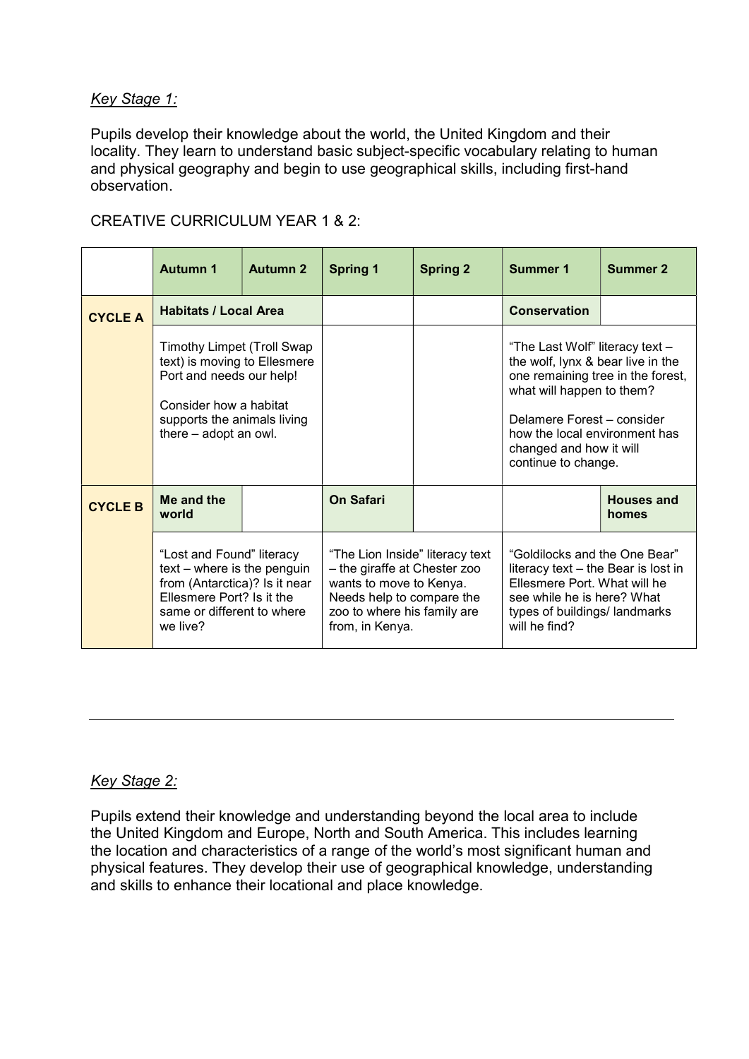*Key Stage 1:*

Pupils develop their knowledge about the world, the United Kingdom and their locality. They learn to understand basic subject-specific vocabulary relating to human and physical geography and begin to use geographical skills, including first-hand observation.

CREATIVE CURRICULUM YEAR 1 & 2:

| | **Autumn 1** | **Autumn 2** | **Spring 1** | **Spring 2** | **Summer 1** | **Summer 2** |
|---|---|---|---|---|---|---|
| **CYCLE A** | **Habitats / Local Area** | | | | **Conservation** | |
| | Timothy Limpet (Troll Swap text) is moving to Ellesmere Port and needs our help!<br><br>Consider how a habitat supports the animals living there – adopt an owl. | | | | "The Last Wolf" literacy text – the wolf, lynx & bear live in the one remaining tree in the forest, what will happen to them?<br><br>Delamere Forest – consider how the local environment has changed and how it will continue to change. | |
| **CYCLE B** | **Me and the world** | | **On Safari** | | | **Houses and homes** |
| | "Lost and Found" literacy text – where is the penguin from (Antarctica)? Is it near Ellesmere Port? Is it the same or different to where we live? | | "The Lion Inside" literacy text – the giraffe at Chester zoo wants to move to Kenya. Needs help to compare the zoo to where his family are from, in Kenya. | | "Goldilocks and the One Bear" literacy text – the Bear is lost in Ellesmere Port. What will he see while he is here? What types of buildings/ landmarks will he find? | |

---

*Key Stage 2:*

Pupils extend their knowledge and understanding beyond the local area to include the United Kingdom and Europe, North and South America. This includes learning the location and characteristics of a range of the world's most significant human and physical features. They develop their use of geographical knowledge, understanding and skills to enhance their locational and place knowledge.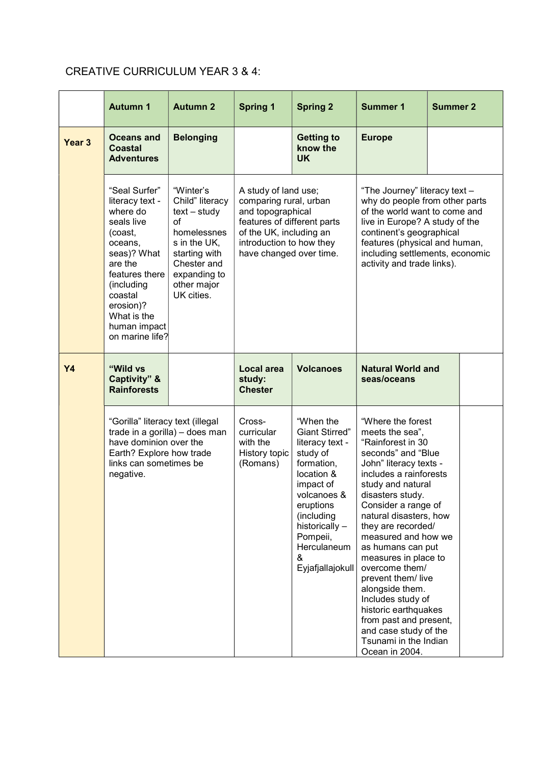CREATIVE CURRICULUM YEAR 3 & 4:

| | Autumn 1 | Autumn 2 | Spring 1 | Spring 2 | Summer 1 | Summer 2 |
|---|---|---|---|---|---|---|
| **Year 3** | **Oceans and Coastal Adventures** | **Belonging** | | **Getting to know the UK** | **Europe** | |
| | "Seal Surfer" literacy text - where do seals live (coast, oceans, seas)? What are the features there (including coastal erosion)? What is the human impact on marine life? | "Winter's Child" literacy text – study of homelessness in the UK, starting with Chester and expanding to other major UK cities. | A study of land use; comparing rural, urban and topographical features of different parts of the UK, including an introduction to how they have changed over time. | | "The Journey" literacy text – why do people from other parts of the world want to come and live in Europe? A study of the continent's geographical features (physical and human, including settlements, economic activity and trade links). | |
| **Y4** | **"Wild vs Captivity" & Rainforests** | | **Local area study: Chester** | **Volcanoes** | **Natural World and seas/oceans** | |
| | "Gorilla" literacy text (illegal trade in a gorilla) – does man have dominion over the Earth? Explore how trade links can sometimes be negative. | | Cross-curricular with the History topic (Romans) | "When the Giant Stirred" literacy text - study of formation, location & impact of volcanoes & eruptions (including historically – Pompeii, Herculaneum & Eyjafjallajokull | "Where the forest meets the sea", "Rainforest in 30 seconds" and "Blue John" literacy texts - includes a rainforests study and natural disasters study. Consider a range of natural disasters, how they are recorded/ measured and how we as humans can put measures in place to overcome them/ prevent them/ live alongside them. Includes study of historic earthquakes from past and present, and case study of the Tsunami in the Indian Ocean in 2004. | |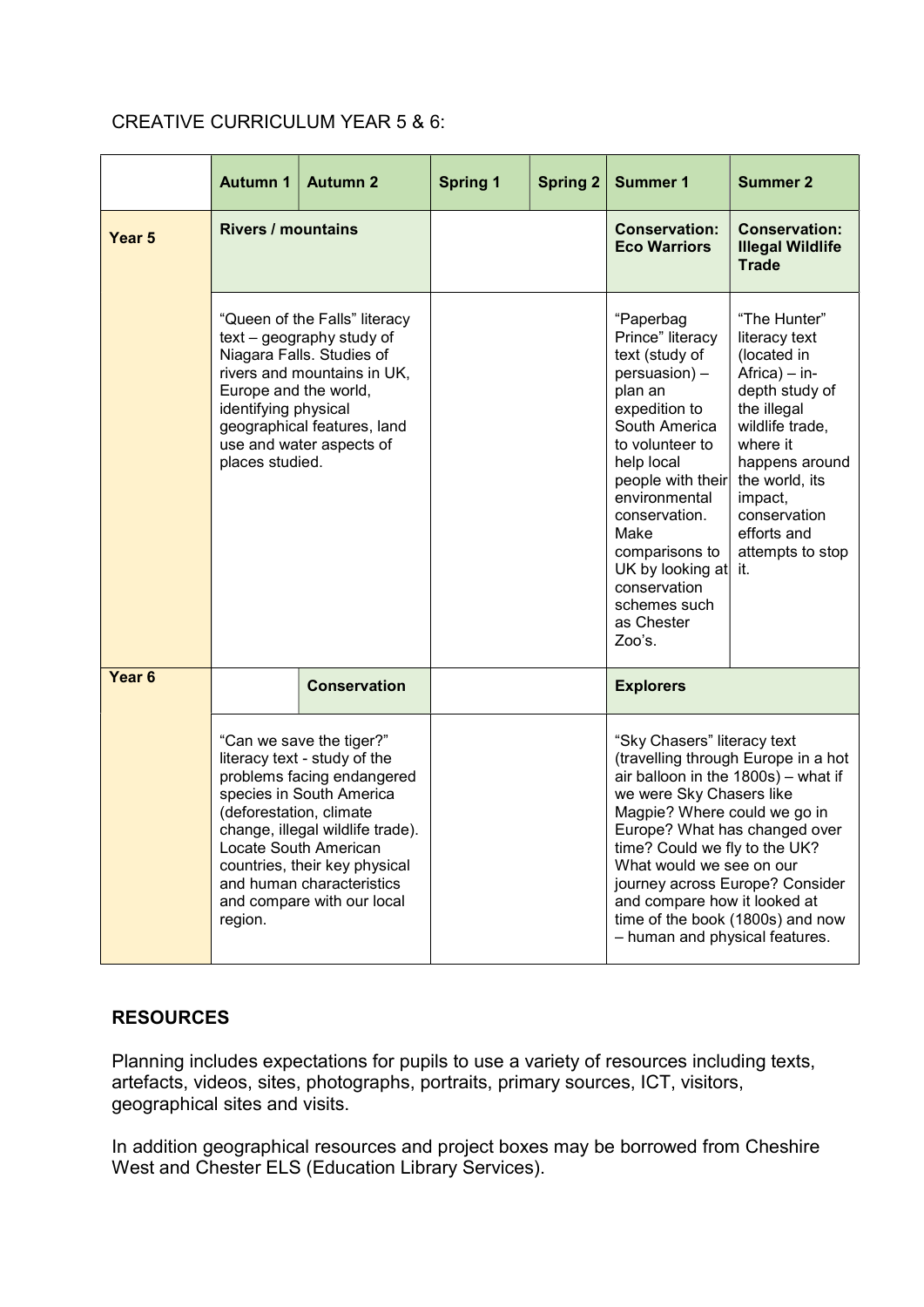CREATIVE CURRICULUM YEAR 5 & 6:

| | Autumn 1 | Autumn 2 | Spring 1 | Spring 2 | Summer 1 | Summer 2 |
|---|---|---|---|---|---|---|
| **Year 5** | **Rivers / mountains** | | | | **Conservation: Eco Warriors** | **Conservation: Illegal Wildlife Trade** |
| | "Queen of the Falls" literacy text – geography study of Niagara Falls. Studies of rivers and mountains in UK, Europe and the world, identifying physical geographical features, land use and water aspects of places studied. | | | | "Paperbag Prince" literacy text (study of persuasion) – plan an expedition to South America to volunteer to help local people with their environmental conservation. Make comparisons to UK by looking at conservation schemes such as Chester Zoo's. | "The Hunter" literacy text (located in Africa) – in-depth study of the illegal wildlife trade, where it happens around the world, its impact, conservation efforts and attempts to stop it. |
| **Year 6** | | **Conservation** | | | **Explorers** | |
| | "Can we save the tiger?" literacy text - study of the problems facing endangered species in South America (deforestation, climate change, illegal wildlife trade). Locate South American countries, their key physical and human characteristics and compare with our local region. | | | | "Sky Chasers" literacy text (travelling through Europe in a hot air balloon in the 1800s) – what if we were Sky Chasers like Magpie? Where could we go in Europe? What has changed over time? Could we fly to the UK? What would we see on our journey across Europe? Consider and compare how it looked at time of the book (1800s) and now – human and physical features. | |

## RESOURCES

Planning includes expectations for pupils to use a variety of resources including texts, artefacts, videos, sites, photographs, portraits, primary sources, ICT, visitors, geographical sites and visits.

In addition geographical resources and project boxes may be borrowed from Cheshire West and Chester ELS (Education Library Services).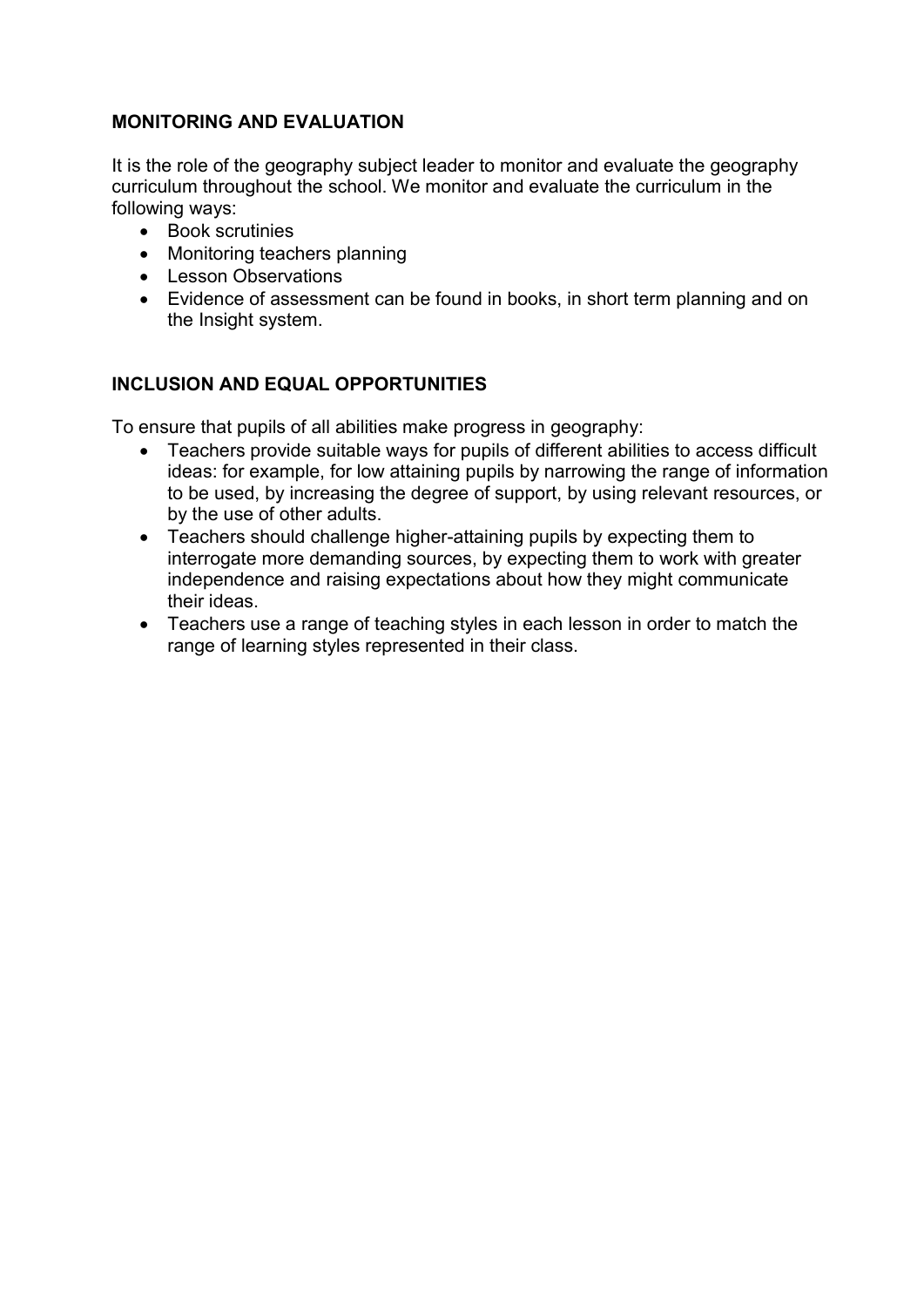**MONITORING AND EVALUATION**

It is the role of the geography subject leader to monitor and evaluate the geography curriculum throughout the school. We monitor and evaluate the curriculum in the following ways:

- Book scrutinies
- Monitoring teachers planning
- Lesson Observations
- Evidence of assessment can be found in books, in short term planning and on the Insight system.

**INCLUSION AND EQUAL OPPORTUNITIES**

To ensure that pupils of all abilities make progress in geography:

- Teachers provide suitable ways for pupils of different abilities to access difficult ideas: for example, for low attaining pupils by narrowing the range of information to be used, by increasing the degree of support, by using relevant resources, or by the use of other adults.
- Teachers should challenge higher-attaining pupils by expecting them to interrogate more demanding sources, by expecting them to work with greater independence and raising expectations about how they might communicate their ideas.
- Teachers use a range of teaching styles in each lesson in order to match the range of learning styles represented in their class.